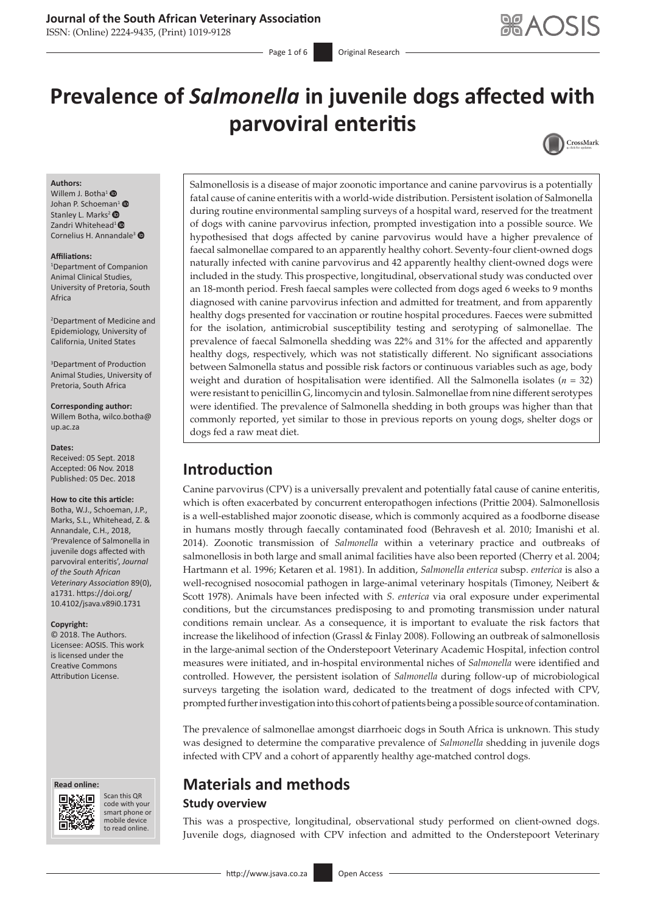# Prevalence of *Salmonella* in juvenile dogs affected with parvoviral enteritis

**Authors:**
Willem J. Botha[1]
Johan P. Schoeman[1]
Stanley L. Marks[2]
Zandri Whitehead[1]
Cornelius H. Annandale[3]

**Affiliations:**
[1]Department of Companion Animal Clinical Studies, University of Pretoria, South Africa

[2]Department of Medicine and Epidemiology, University of California, United States

[3]Department of Production Animal Studies, University of Pretoria, South Africa

**Corresponding author:**
Willem Botha, wilco.botha@up.ac.za

**Dates:**
Received: 05 Sept. 2018
Accepted: 06 Nov. 2018
Published: 05 Dec. 2018

**How to cite this article:**
Botha, W.J., Schoeman, J.P., Marks, S.L., Whitehead, Z. & Annandale, C.H., 2018, 'Prevalence of Salmonella in juvenile dogs affected with parvoviral enteritis', *Journal of the South African Veterinary Association* 89(0), a1731. https://doi.org/10.4102/jsava.v89i0.1731

**Copyright:**
© 2018. The Authors. Licensee: AOSIS. This work is licensed under the Creative Commons Attribution License.

Salmonellosis is a disease of major zoonotic importance and canine parvovirus is a potentially fatal cause of canine enteritis with a world-wide distribution. Persistent isolation of Salmonella during routine environmental sampling surveys of a hospital ward, reserved for the treatment of dogs with canine parvovirus infection, prompted investigation into a possible source. We hypothesised that dogs affected by canine parvovirus would have a higher prevalence of faecal salmonellae compared to an apparently healthy cohort. Seventy-four client-owned dogs naturally infected with canine parvovirus and 42 apparently healthy client-owned dogs were included in the study. This prospective, longitudinal, observational study was conducted over an 18-month period. Fresh faecal samples were collected from dogs aged 6 weeks to 9 months diagnosed with canine parvovirus infection and admitted for treatment, and from apparently healthy dogs presented for vaccination or routine hospital procedures. Faeces were submitted for the isolation, antimicrobial susceptibility testing and serotyping of salmonellae. The prevalence of faecal Salmonella shedding was 22% and 31% for the affected and apparently healthy dogs, respectively, which was not statistically different. No significant associations between Salmonella status and possible risk factors or continuous variables such as age, body weight and duration of hospitalisation were identified. All the Salmonella isolates ($n$ = 32) were resistant to penicillin G, lincomycin and tylosin. Salmonellae from nine different serotypes were identified. The prevalence of Salmonella shedding in both groups was higher than that commonly reported, yet similar to those in previous reports on young dogs, shelter dogs or dogs fed a raw meat diet.

## Introduction

Canine parvovirus (CPV) is a universally prevalent and potentially fatal cause of canine enteritis, which is often exacerbated by concurrent enteropathogen infections (Prittie 2004). Salmonellosis is a well-established major zoonotic disease, which is commonly acquired as a foodborne disease in humans mostly through faecally contaminated food (Behravesh et al. 2010; Imanishi et al. 2014). Zoonotic transmission of *Salmonella* within a veterinary practice and outbreaks of salmonellosis in both large and small animal facilities have also been reported (Cherry et al. 2004; Hartmann et al. 1996; Ketaren et al. 1981). In addition, *Salmonella enterica* subsp. *enterica* is also a well-recognised nosocomial pathogen in large-animal veterinary hospitals (Timoney, Neibert & Scott 1978). Animals have been infected with *S. enterica* via oral exposure under experimental conditions, but the circumstances predisposing to and promoting transmission under natural conditions remain unclear. As a consequence, it is important to evaluate the risk factors that increase the likelihood of infection (Grassl & Finlay 2008). Following an outbreak of salmonellosis in the large-animal section of the Onderstepoort Veterinary Academic Hospital, infection control measures were initiated, and in-hospital environmental niches of *Salmonella* were identified and controlled. However, the persistent isolation of *Salmonella* during follow-up of microbiological surveys targeting the isolation ward, dedicated to the treatment of dogs infected with CPV, prompted further investigation into this cohort of patients being a possible source of contamination.

The prevalence of salmonellae amongst diarrhoeic dogs in South Africa is unknown. This study was designed to determine the comparative prevalence of *Salmonella* shedding in juvenile dogs infected with CPV and a cohort of apparently healthy age-matched control dogs.

## Materials and methods

### Study overview

This was a prospective, longitudinal, observational study performed on client-owned dogs. Juvenile dogs, diagnosed with CPV infection and admitted to the Onderstepoort Veterinary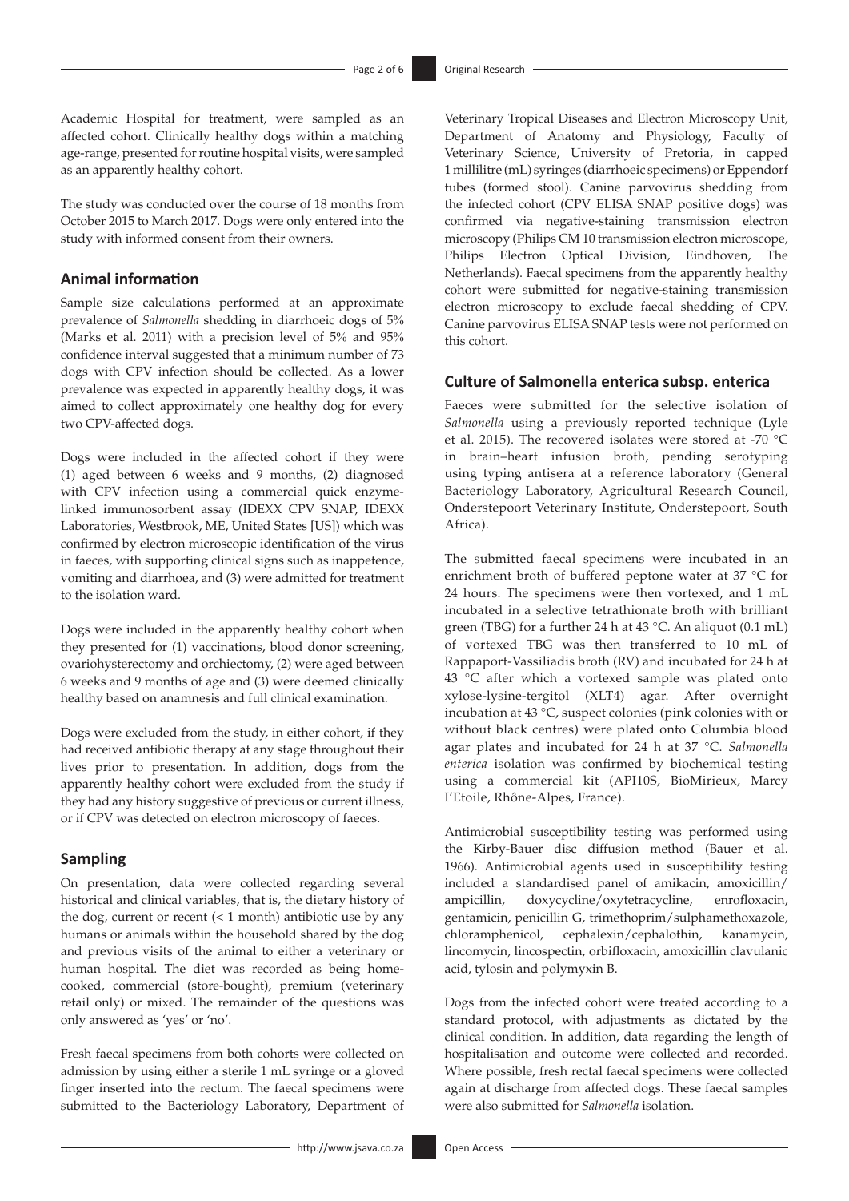Academic Hospital for treatment, were sampled as an affected cohort. Clinically healthy dogs within a matching age-range, presented for routine hospital visits, were sampled as an apparently healthy cohort.

The study was conducted over the course of 18 months from October 2015 to March 2017. Dogs were only entered into the study with informed consent from their owners.

## Animal information

Sample size calculations performed at an approximate prevalence of *Salmonella* shedding in diarrhoeic dogs of 5% (Marks et al. 2011) with a precision level of 5% and 95% confidence interval suggested that a minimum number of 73 dogs with CPV infection should be collected. As a lower prevalence was expected in apparently healthy dogs, it was aimed to collect approximately one healthy dog for every two CPV-affected dogs.

Dogs were included in the affected cohort if they were (1) aged between 6 weeks and 9 months, (2) diagnosed with CPV infection using a commercial quick enzyme-linked immunosorbent assay (IDEXX CPV SNAP, IDEXX Laboratories, Westbrook, ME, United States [US]) which was confirmed by electron microscopic identification of the virus in faeces, with supporting clinical signs such as inappetence, vomiting and diarrhoea, and (3) were admitted for treatment to the isolation ward.

Dogs were included in the apparently healthy cohort when they presented for (1) vaccinations, blood donor screening, ovariohysterectomy and orchiectomy, (2) were aged between 6 weeks and 9 months of age and (3) were deemed clinically healthy based on anamnesis and full clinical examination.

Dogs were excluded from the study, in either cohort, if they had received antibiotic therapy at any stage throughout their lives prior to presentation. In addition, dogs from the apparently healthy cohort were excluded from the study if they had any history suggestive of previous or current illness, or if CPV was detected on electron microscopy of faeces.

## Sampling

On presentation, data were collected regarding several historical and clinical variables, that is, the dietary history of the dog, current or recent (< 1 month) antibiotic use by any humans or animals within the household shared by the dog and previous visits of the animal to either a veterinary or human hospital. The diet was recorded as being home-cooked, commercial (store-bought), premium (veterinary retail only) or mixed. The remainder of the questions was only answered as 'yes' or 'no'.

Fresh faecal specimens from both cohorts were collected on admission by using either a sterile 1 mL syringe or a gloved finger inserted into the rectum. The faecal specimens were submitted to the Bacteriology Laboratory, Department of Veterinary Tropical Diseases and Electron Microscopy Unit, Department of Anatomy and Physiology, Faculty of Veterinary Science, University of Pretoria, in capped 1 millilitre (mL) syringes (diarrhoeic specimens) or Eppendorf tubes (formed stool). Canine parvovirus shedding from the infected cohort (CPV ELISA SNAP positive dogs) was confirmed via negative-staining transmission electron microscopy (Philips CM 10 transmission electron microscope, Philips Electron Optical Division, Eindhoven, The Netherlands). Faecal specimens from the apparently healthy cohort were submitted for negative-staining transmission electron microscopy to exclude faecal shedding of CPV. Canine parvovirus ELISA SNAP tests were not performed on this cohort.

## Culture of Salmonella enterica subsp. enterica

Faeces were submitted for the selective isolation of *Salmonella* using a previously reported technique (Lyle et al. 2015). The recovered isolates were stored at -70 °C in brain–heart infusion broth, pending serotyping using typing antisera at a reference laboratory (General Bacteriology Laboratory, Agricultural Research Council, Onderstepoort Veterinary Institute, Onderstepoort, South Africa).

The submitted faecal specimens were incubated in an enrichment broth of buffered peptone water at 37 °C for 24 hours. The specimens were then vortexed, and 1 mL incubated in a selective tetrathionate broth with brilliant green (TBG) for a further 24 h at 43 °C. An aliquot (0.1 mL) of vortexed TBG was then transferred to 10 mL of Rappaport-Vassiliadis broth (RV) and incubated for 24 h at 43 °C after which a vortexed sample was plated onto xylose-lysine-tergitol (XLT4) agar. After overnight incubation at 43 °C, suspect colonies (pink colonies with or without black centres) were plated onto Columbia blood agar plates and incubated for 24 h at 37 °C. *Salmonella enterica* isolation was confirmed by biochemical testing using a commercial kit (API10S, BioMirieux, Marcy I'Etoile, Rhône-Alpes, France).

Antimicrobial susceptibility testing was performed using the Kirby-Bauer disc diffusion method (Bauer et al. 1966). Antimicrobial agents used in susceptibility testing included a standardised panel of amikacin, amoxicillin/ampicillin, doxycycline/oxytetracycline, enrofloxacin, gentamicin, penicillin G, trimethoprim/sulphamethoxazole, chloramphenicol, cephalexin/cephalothin, kanamycin, lincomycin, lincospectin, orbifloxacin, amoxicillin clavulanic acid, tylosin and polymyxin B.

Dogs from the infected cohort were treated according to a standard protocol, with adjustments as dictated by the clinical condition. In addition, data regarding the length of hospitalisation and outcome were collected and recorded. Where possible, fresh rectal faecal specimens were collected again at discharge from affected dogs. These faecal samples were also submitted for *Salmonella* isolation.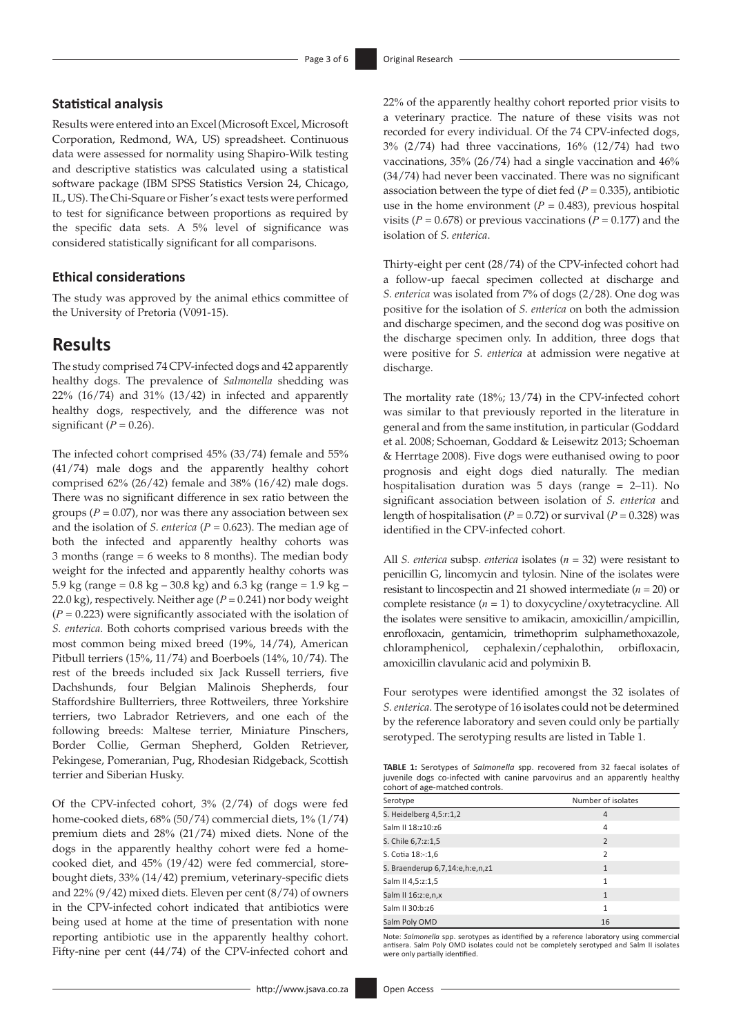### Statistical analysis

Results were entered into an Excel (Microsoft Excel, Microsoft Corporation, Redmond, WA, US) spreadsheet. Continuous data were assessed for normality using Shapiro-Wilk testing and descriptive statistics was calculated using a statistical software package (IBM SPSS Statistics Version 24, Chicago, IL, US). The Chi-Square or Fisher's exact tests were performed to test for significance between proportions as required by the specific data sets. A 5% level of significance was considered statistically significant for all comparisons.

### Ethical considerations

The study was approved by the animal ethics committee of the University of Pretoria (V091-15).

## Results

The study comprised 74 CPV-infected dogs and 42 apparently healthy dogs. The prevalence of *Salmonella* shedding was 22% (16/74) and 31% (13/42) in infected and apparently healthy dogs, respectively, and the difference was not significant ($P = 0.26$).

The infected cohort comprised 45% (33/74) female and 55% (41/74) male dogs and the apparently healthy cohort comprised 62% (26/42) female and 38% (16/42) male dogs. There was no significant difference in sex ratio between the groups ($P = 0.07$), nor was there any association between sex and the isolation of *S. enterica* ($P = 0.623$). The median age of both the infected and apparently healthy cohorts was 3 months (range = 6 weeks to 8 months). The median body weight for the infected and apparently healthy cohorts was 5.9 kg (range = 0.8 kg – 30.8 kg) and 6.3 kg (range = 1.9 kg – 22.0 kg), respectively. Neither age ($P = 0.241$) nor body weight ($P = 0.223$) were significantly associated with the isolation of *S. enterica*. Both cohorts comprised various breeds with the most common being mixed breed (19%, 14/74), American Pitbull terriers (15%, 11/74) and Boerboels (14%, 10/74). The rest of the breeds included six Jack Russell terriers, five Dachshunds, four Belgian Malinois Shepherds, four Staffordshire Bullterriers, three Rottweilers, three Yorkshire terriers, two Labrador Retrievers, and one each of the following breeds: Maltese terrier, Miniature Pinschers, Border Collie, German Shepherd, Golden Retriever, Pekingese, Pomeranian, Pug, Rhodesian Ridgeback, Scottish terrier and Siberian Husky.

Of the CPV-infected cohort, 3% (2/74) of dogs were fed home-cooked diets, 68% (50/74) commercial diets, 1% (1/74) premium diets and 28% (21/74) mixed diets. None of the dogs in the apparently healthy cohort were fed a home-cooked diet, and 45% (19/42) were fed commercial, store-bought diets, 33% (14/42) premium, veterinary-specific diets and 22% (9/42) mixed diets. Eleven per cent (8/74) of owners in the CPV-infected cohort indicated that antibiotics were being used at home at the time of presentation with none reporting antibiotic use in the apparently healthy cohort. Fifty-nine per cent (44/74) of the CPV-infected cohort and 22% of the apparently healthy cohort reported prior visits to a veterinary practice. The nature of these visits was not recorded for every individual. Of the 74 CPV-infected dogs, 3% (2/74) had three vaccinations, 16% (12/74) had two vaccinations, 35% (26/74) had a single vaccination and 46% (34/74) had never been vaccinated. There was no significant association between the type of diet fed ($P = 0.335$), antibiotic use in the home environment ($P = 0.483$), previous hospital visits ($P = 0.678$) or previous vaccinations ($P = 0.177$) and the isolation of *S. enterica*.

Thirty-eight per cent (28/74) of the CPV-infected cohort had a follow-up faecal specimen collected at discharge and *S. enterica* was isolated from 7% of dogs (2/28). One dog was positive for the isolation of *S. enterica* on both the admission and discharge specimen, and the second dog was positive on the discharge specimen only. In addition, three dogs that were positive for *S. enterica* at admission were negative at discharge.

The mortality rate (18%; 13/74) in the CPV-infected cohort was similar to that previously reported in the literature in general and from the same institution, in particular (Goddard et al. 2008; Schoeman, Goddard & Leisewitz 2013; Schoeman & Herrtage 2008). Five dogs were euthanised owing to poor prognosis and eight dogs died naturally. The median hospitalisation duration was 5 days (range = 2–11). No significant association between isolation of *S. enterica* and length of hospitalisation ($P = 0.72$) or survival ($P = 0.328$) was identified in the CPV-infected cohort.

All *S. enterica* subsp. *enterica* isolates ($n = 32$) were resistant to penicillin G, lincomycin and tylosin. Nine of the isolates were resistant to lincospectin and 21 showed intermediate ($n = 20$) or complete resistance ($n = 1$) to doxycycline/oxytetracycline. All the isolates were sensitive to amikacin, amoxicillin/ampicillin, enrofloxacin, gentamicin, trimethoprim sulphamethoxazole, chloramphenicol, cephalexin/cephalothin, orbifloxacin, amoxicillin clavulanic acid and polymixin B.

Four serotypes were identified amongst the 32 isolates of *S. enterica*. The serotype of 16 isolates could not be determined by the reference laboratory and seven could only be partially serotyped. The serotyping results are listed in Table 1.

**TABLE 1:** Serotypes of *Salmonella* spp. recovered from 32 faecal isolates of juvenile dogs co-infected with canine parvovirus and an apparently healthy cohort of age-matched controls.

| Serotype | Number of isolates |
| --- | --- |
| S. Heidelberg 4,5:r:1,2 | 4 |
| Salm II 18:z10:z6 | 4 |
| S. Chile 6,7:z:1,5 | 2 |
| S. Cotia 18:-:1,6 | 2 |
| S. Braenderup 6,7,14:e,h:e,n,z1 | 1 |
| Salm II 4,5:z:1,5 | 1 |
| Salm II 16:z:e,n,x | 1 |
| Salm II 30:b:z6 | 1 |
| Salm Poly OMD | 16 |

Note: *Salmonella* spp. serotypes as identified by a reference laboratory using commercial antisera. Salm Poly OMD isolates could not be completely serotyped and Salm II isolates were only partially identified.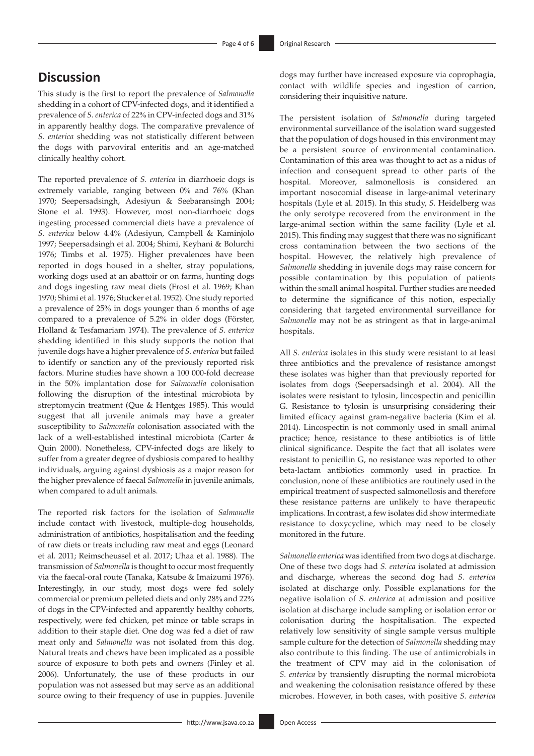## Discussion

This study is the first to report the prevalence of *Salmonella* shedding in a cohort of CPV-infected dogs, and it identified a prevalence of *S. enterica* of 22% in CPV-infected dogs and 31% in apparently healthy dogs. The comparative prevalence of *S. enterica* shedding was not statistically different between the dogs with parvoviral enteritis and an age-matched clinically healthy cohort.

The reported prevalence of *S. enterica* in diarrhoeic dogs is extremely variable, ranging between 0% and 76% (Khan 1970; Seepersadsingh, Adesiyun & Seebaransingh 2004; Stone et al. 1993). However, most non-diarrhoeic dogs ingesting processed commercial diets have a prevalence of *S. enterica* below 4.4% (Adesiyun, Campbell & Kaminjolo 1997; Seepersadsingh et al. 2004; Shimi, Keyhani & Bolurchi 1976; Timbs et al. 1975). Higher prevalences have been reported in dogs housed in a shelter, stray populations, working dogs used at an abattoir or on farms, hunting dogs and dogs ingesting raw meat diets (Frost et al. 1969; Khan 1970; Shimi et al. 1976; Stucker et al. 1952). One study reported a prevalence of 25% in dogs younger than 6 months of age compared to a prevalence of 5.2% in older dogs (Förster, Holland & Tesfamariam 1974). The prevalence of *S. enterica* shedding identified in this study supports the notion that juvenile dogs have a higher prevalence of *S. enterica* but failed to identify or sanction any of the previously reported risk factors. Murine studies have shown a 100 000-fold decrease in the 50% implantation dose for *Salmonella* colonisation following the disruption of the intestinal microbiota by streptomycin treatment (Que & Hentges 1985). This would suggest that all juvenile animals may have a greater susceptibility to *Salmonella* colonisation associated with the lack of a well-established intestinal microbiota (Carter & Quin 2000). Nonetheless, CPV-infected dogs are likely to suffer from a greater degree of dysbiosis compared to healthy individuals, arguing against dysbiosis as a major reason for the higher prevalence of faecal *Salmonella* in juvenile animals, when compared to adult animals.

The reported risk factors for the isolation of *Salmonella* include contact with livestock, multiple-dog households, administration of antibiotics, hospitalisation and the feeding of raw diets or treats including raw meat and eggs (Leonard et al. 2011; Reimscheussel et al. 2017; Uhaa et al. 1988). The transmission of *Salmonella* is thought to occur most frequently via the faecal-oral route (Tanaka, Katsube & Imaizumi 1976). Interestingly, in our study, most dogs were fed solely commercial or premium pelleted diets and only 28% and 22% of dogs in the CPV-infected and apparently healthy cohorts, respectively, were fed chicken, pet mince or table scraps in addition to their staple diet. One dog was fed a diet of raw meat only and *Salmonella* was not isolated from this dog. Natural treats and chews have been implicated as a possible source of exposure to both pets and owners (Finley et al. 2006). Unfortunately, the use of these products in our population was not assessed but may serve as an additional source owing to their frequency of use in puppies. Juvenile dogs may further have increased exposure via coprophagia, contact with wildlife species and ingestion of carrion, considering their inquisitive nature.

The persistent isolation of *Salmonella* during targeted environmental surveillance of the isolation ward suggested that the population of dogs housed in this environment may be a persistent source of environmental contamination. Contamination of this area was thought to act as a nidus of infection and consequent spread to other parts of the hospital. Moreover, salmonellosis is considered an important nosocomial disease in large-animal veterinary hospitals (Lyle et al. 2015). In this study, *S.* Heidelberg was the only serotype recovered from the environment in the large-animal section within the same facility (Lyle et al. 2015). This finding may suggest that there was no significant cross contamination between the two sections of the hospital. However, the relatively high prevalence of *Salmonella* shedding in juvenile dogs may raise concern for possible contamination by this population of patients within the small animal hospital. Further studies are needed to determine the significance of this notion, especially considering that targeted environmental surveillance for *Salmonella* may not be as stringent as that in large-animal hospitals.

All *S. enterica* isolates in this study were resistant to at least three antibiotics and the prevalence of resistance amongst these isolates was higher than that previously reported for isolates from dogs (Seepersadsingh et al. 2004). All the isolates were resistant to tylosin, lincospectin and penicillin G. Resistance to tylosin is unsurprising considering their limited efficacy against gram-negative bacteria (Kim et al. 2014). Lincospectin is not commonly used in small animal practice; hence, resistance to these antibiotics is of little clinical significance. Despite the fact that all isolates were resistant to penicillin G, no resistance was reported to other beta-lactam antibiotics commonly used in practice. In conclusion, none of these antibiotics are routinely used in the empirical treatment of suspected salmonellosis and therefore these resistance patterns are unlikely to have therapeutic implications. In contrast, a few isolates did show intermediate resistance to doxycycline, which may need to be closely monitored in the future.

*Salmonella enterica* was identified from two dogs at discharge. One of these two dogs had *S. enterica* isolated at admission and discharge, whereas the second dog had *S. enterica* isolated at discharge only. Possible explanations for the negative isolation of *S. enterica* at admission and positive isolation at discharge include sampling or isolation error or colonisation during the hospitalisation. The expected relatively low sensitivity of single sample versus multiple sample culture for the detection of *Salmonella* shedding may also contribute to this finding. The use of antimicrobials in the treatment of CPV may aid in the colonisation of *S. enterica* by transiently disrupting the normal microbiota and weakening the colonisation resistance offered by these microbes. However, in both cases, with positive *S. enterica*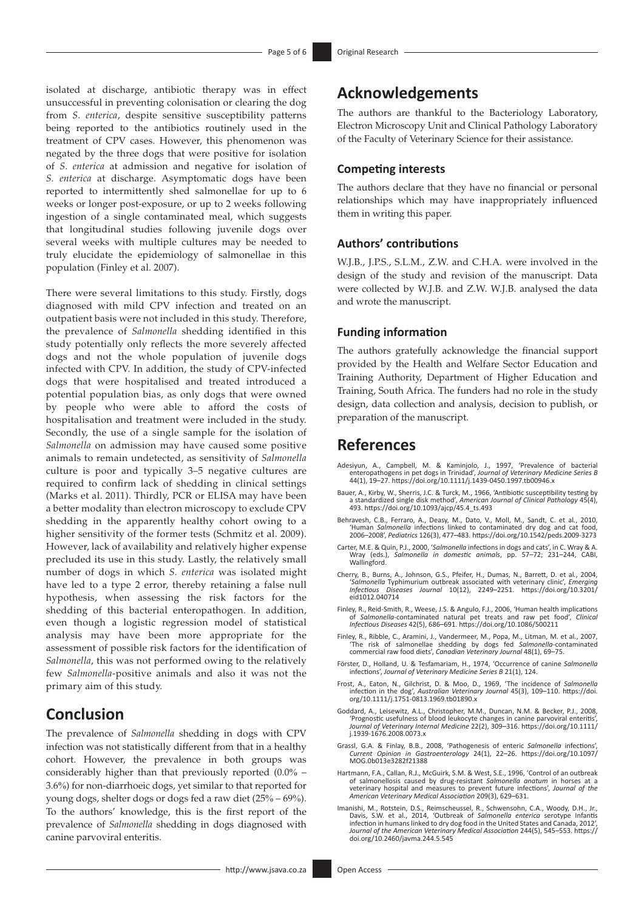isolated at discharge, antibiotic therapy was in effect unsuccessful in preventing colonisation or clearing the dog from *S. enterica*, despite sensitive susceptibility patterns being reported to the antibiotics routinely used in the treatment of CPV cases. However, this phenomenon was negated by the three dogs that were positive for isolation of *S. enterica* at admission and negative for isolation of *S. enterica* at discharge. Asymptomatic dogs have been reported to intermittently shed salmonellae for up to 6 weeks or longer post-exposure, or up to 2 weeks following ingestion of a single contaminated meal, which suggests that longitudinal studies following juvenile dogs over several weeks with multiple cultures may be needed to truly elucidate the epidemiology of salmonellae in this population (Finley et al. 2007).

There were several limitations to this study. Firstly, dogs diagnosed with mild CPV infection and treated on an outpatient basis were not included in this study. Therefore, the prevalence of *Salmonella* shedding identified in this study potentially only reflects the more severely affected dogs and not the whole population of juvenile dogs infected with CPV. In addition, the study of CPV-infected dogs that were hospitalised and treated introduced a potential population bias, as only dogs that were owned by people who were able to afford the costs of hospitalisation and treatment were included in the study. Secondly, the use of a single sample for the isolation of *Salmonella* on admission may have caused some positive animals to remain undetected, as sensitivity of *Salmonella* culture is poor and typically 3–5 negative cultures are required to confirm lack of shedding in clinical settings (Marks et al. 2011). Thirdly, PCR or ELISA may have been a better modality than electron microscopy to exclude CPV shedding in the apparently healthy cohort owing to a higher sensitivity of the former tests (Schmitz et al. 2009). However, lack of availability and relatively higher expense precluded its use in this study. Lastly, the relatively small number of dogs in which *S. enterica* was isolated might have led to a type 2 error, thereby retaining a false null hypothesis, when assessing the risk factors for the shedding of this bacterial enteropathogen. In addition, even though a logistic regression model of statistical analysis may have been more appropriate for the assessment of possible risk factors for the identification of *Salmonella*, this was not performed owing to the relatively few *Salmonella*-positive animals and also it was not the primary aim of this study.

## Conclusion

The prevalence of *Salmonella* shedding in dogs with CPV infection was not statistically different from that in a healthy cohort. However, the prevalence in both groups was considerably higher than that previously reported (0.0% – 3.6%) for non-diarrhoeic dogs, yet similar to that reported for young dogs, shelter dogs or dogs fed a raw diet (25% – 69%). To the authors' knowledge, this is the first report of the prevalence of *Salmonella* shedding in dogs diagnosed with canine parvoviral enteritis.

## Acknowledgements

The authors are thankful to the Bacteriology Laboratory, Electron Microscopy Unit and Clinical Pathology Laboratory of the Faculty of Veterinary Science for their assistance.

### Competing interests

The authors declare that they have no financial or personal relationships which may have inappropriately influenced them in writing this paper.

### Authors' contributions

W.J.B., J.P.S., S.L.M., Z.W. and C.H.A. were involved in the design of the study and revision of the manuscript. Data were collected by W.J.B. and Z.W. W.J.B. analysed the data and wrote the manuscript.

### Funding information

The authors gratefully acknowledge the financial support provided by the Health and Welfare Sector Education and Training Authority, Department of Higher Education and Training, South Africa. The funders had no role in the study design, data collection and analysis, decision to publish, or preparation of the manuscript.

## References

Adesiyun, A., Campbell, M. & Kaminjolo, J., 1997, 'Prevalence of bacterial enteropathogens in pet dogs in Trinidad', *Journal of Veterinary Medicine Series B* 44(1), 19–27. https://doi.org/10.1111/j.1439-0450.1997.tb00946.x

Bauer, A., Kirby, W., Sherris, J.C. & Turck, M., 1966, 'Antibiotic susceptibility testing by a standardized single disk method', *American Journal of Clinical Pathology* 45(4), 493. https://doi.org/10.1093/ajcp/45.4_ts.493

Behravesh, C.B., Ferraro, A., Deasy, M., Dato, V., Moll, M., Sandt, C. et al., 2010, 'Human *Salmonella* infections linked to contaminated dry dog and cat food, 2006–2008', *Pediatrics* 126(3), 477–483. https://doi.org/10.1542/peds.2009-3273

Carter, M.E. & Quin, P.J., 2000, '*Salmonella* infections in dogs and cats', in C. Wray & A. Wray (eds.), *Salmonella in domestic animals*, pp. 57–72; 231–244, CABI, Wallingford.

Cherry, B., Burns, A., Johnson, G.S., Pfeifer, H., Dumas, N., Barrett, D. et al., 2004, '*Salmonella* Typhimurium outbreak associated with veterinary clinic', *Emerging Infectious Diseases Journal* 10(12), 2249–2251. https://doi.org/10.3201/eid1012.040714

Finley, R., Reid-Smith, R., Weese, J.S. & Angulo, F.J., 2006, 'Human health implications of *Salmonella*-contaminated natural pet treats and raw pet food', *Clinical Infectious Diseases* 42(5), 686–691. https://doi.org/10.1086/500211

Finley, R., Ribble, C., Aramini, J., Vandermeer, M., Popa, M., Litman, M. et al., 2007, 'The risk of salmonellae shedding by dogs fed *Salmonella*-contaminated commercial raw food diets', *Canadian Veterinary Journal* 48(1), 69–75.

Förster, D., Holland, U. & Tesfamariam, H., 1974, 'Occurrence of canine *Salmonella* infections', *Journal of Veterinary Medicine Series B* 21(1), 124.

Frost, A., Eaton, N., Gilchrist, D. & Moo, D., 1969, 'The incidence of *Salmonella* infection in the dog', *Australian Veterinary Journal* 45(3), 109–110. https://doi.org/10.1111/j.1751-0813.1969.tb01890.x

Goddard, A., Leisewitz, A.L., Christopher, M.M., Duncan, N.M. & Becker, P.J., 2008, 'Prognostic usefulness of blood leukocyte changes in canine parvoviral enteritis', *Journal of Veterinary Internal Medicine* 22(2), 309–316. https://doi.org/10.1111/j.1939-1676.2008.0073.x

Grassl, G.A. & Finlay, B.B., 2008, 'Pathogenesis of enteric *Salmonella* infections', *Current Opinion in Gastroenterology* 24(1), 22–26. https://doi.org/10.1097/MOG.0b013e3282f21388

Hartmann, F.A., Callan, R.J., McGuirk, S.M. & West, S.E., 1996, 'Control of an outbreak of salmonellosis caused by drug-resistant *Salmonella anatum* in horses at a veterinary hospital and measures to prevent future infections', *Journal of the American Veterinary Medical Association* 209(3), 629–631.

Imanishi, M., Rotstein, D.S., Reimscheussel, R., Schwensohn, C.A., Woody, D.H., Jr., Davis, S.W. et al., 2014, 'Outbreak of *Salmonella enterica* serotype Infantis infection in humans linked to dry dog food in the United States and Canada, 2012', *Journal of the American Veterinary Medical Association* 244(5), 545–553. https://doi.org/10.2460/javma.244.5.545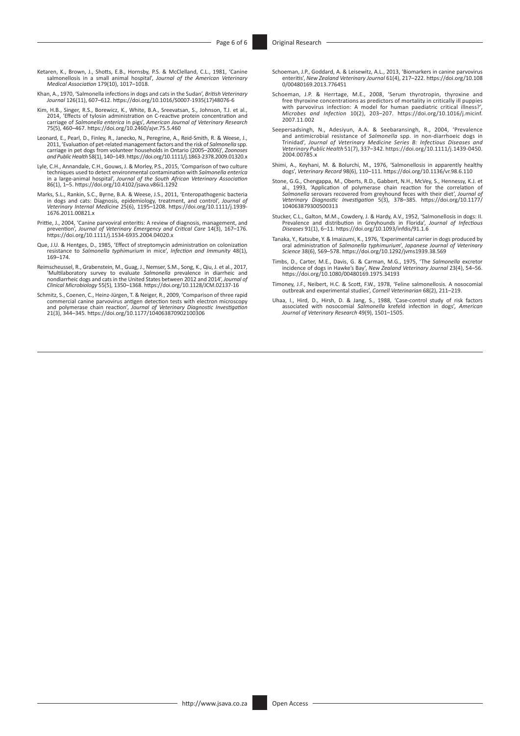Ketaren, K., Brown, J., Shotts, E.B., Hornsby, P.S. & McClelland, C.L., 1981, 'Canine salmonellosis in a small animal hospital', *Journal of the American Veterinary Medical Association* 179(10), 1017–1018.

Khan, A., 1970, 'Salmonella infections in dogs and cats in the Sudan', *British Veterinary Journal* 126(11), 607–612. https://doi.org/10.1016/S0007-1935(17)48076-6

Kim, H.B., Singer, R.S., Borewicz, K., White, B.A., Sreevatsan, S., Johnson, T.J. et al., 2014, 'Effects of tylosin administration on C-reactive protein concentration and carriage of *Salmonella enterica* in pigs', *American Journal of Veterinary Research* 75(5), 460–467. https://doi.org/10.2460/ajvr.75.5.460

Leonard, E., Pearl, D., Finley, R., Janecko, N., Peregrine, A., Reid-Smith, R. & Weese, J., 2011, 'Evaluation of pet-related management factors and the risk of *Salmonella* spp. carriage in pet dogs from volunteer households in Ontario (2005–2006)', *Zoonoses and Public Health* 58(1), 140–149. https://doi.org/10.1111/j.1863-2378.2009.01320.x

Lyle, C.H., Annandale, C.H., Gouws, J. & Morley, P.S., 2015, 'Comparison of two culture techniques used to detect environmental contamination with *Salmonella enterica* in a large-animal hospital', *Journal of the South African Veterinary Association* 86(1), 1–5. https://doi.org/10.4102/jsava.v86i1.1292

Marks, S.L., Rankin, S.C., Byrne, B.A. & Weese, J.S., 2011, 'Enteropathogenic bacteria in dogs and cats: Diagnosis, epidemiology, treatment, and control', *Journal of Veterinary Internal Medicine* 25(6), 1195–1208. https://doi.org/10.1111/j.1939-1676.2011.00821.x

Prittie, J., 2004, 'Canine parvoviral enteritis: A review of diagnosis, management, and prevention', *Journal of Veterinary Emergency and Critical Care* 14(3), 167–176. https://doi.org/10.1111/j.1534-6935.2004.04020.x

Que, J.U. & Hentges, D., 1985, 'Effect of streptomycin administration on colonization resistance to *Salmonella typhimurium* in mice', *Infection and Immunity* 48(1), 169–174.

Reimscheussel, R., Grabenstein, M., Guag, J., Nemser, S.M., Song, K., Qiu, J. et al., 2017, 'Multilaboratory survey to evaluate *Salmonella* prevalence in diarrheic and nondiarrheic dogs and cats in the United States between 2012 and 2014', *Journal of Clinical Microbiology* 55(5), 1350–1368. https://doi.org/10.1128/JCM.02137-16

Schmitz, S., Coenen, C., Heinz-Jürgen, T. & Neiger, R., 2009, 'Comparison of three rapid commercial canine parvovirus antigen detection tests with electron microscopy and polymerase chain reaction', *Journal of Veterinary Diagnostic Investigation* 21(3), 344–345. https://doi.org/10.1177/104063870902100306

Schoeman, J.P., Goddard, A. & Leisewitz, A.L., 2013, 'Biomarkers in canine parvovirus enteritis', *New Zealand Veterinary Journal* 61(4), 217–222. https://doi.org/10.1080/00480169.2013.776451

Schoeman, J.P. & Herrtage, M.E., 2008, 'Serum thyrotropin, thyroxine and free thyroxine concentrations as predictors of mortality in critically ill puppies with parvovirus infection: A model for human paediatric critical illness?', *Microbes and Infection* 10(2), 203–207. https://doi.org/10.1016/j.micinf.2007.11.002

Seepersadsingh, N., Adesiyun, A.A. & Seebaransingh, R., 2004, 'Prevalence and antimicrobial resistance of *Salmonella* spp. in non-diarrhoeic dogs in Trinidad', *Journal of Veterinary Medicine Series B: Infectious Diseases and Veterinary Public Health* 51(7), 337–342. https://doi.org/10.1111/j.1439-0450.2004.00785.x

Shimi, A., Keyhani, M. & Bolurchi, M., 1976, 'Salmonellosis in apparently healthy dogs', *Veterinary Record* 98(6), 110–111. https://doi.org/10.1136/vr.98.6.110

Stone, G.G., Chengappa, M., Oberts, R.D., Gabbert, N.H., McVey, S., Hennessy, K.J. et al., 1993, 'Application of polymerase chain reaction for the correlation of *Salmonella* serovars recovered from greyhound feces with their diet', *Journal of Veterinary Diagnostic Investigation* 5(3), 378–385. https://doi.org/10.1177/104063879300500313

Stucker, C.L., Galton, M.M., Cowdery, J. & Hardy, A.V., 1952, 'Salmonellosis in dogs: II. Prevalence and distribution in Greyhounds in Florida', *Journal of Infectious Diseases* 91(1), 6–11. https://doi.org/10.1093/infdis/91.1.6

Tanaka, Y., Katsube, Y. & Imaizumi, K., 1976, 'Experimental carrier in dogs produced by oral administration of *Salmonella typhimurium*', *Japanese Journal of Veterinary Science* 38(6), 569–578. https://doi.org/10.1292/jvms1939.38.569

Timbs, D., Carter, M.E., Davis, G. & Carman, M.G., 1975, 'The *Salmonella* excretor incidence of dogs in Hawke's Bay', *New Zealand Veterinary Journal* 23(4), 54–56. https://doi.org/10.1080/00480169.1975.34193

Timoney, J.F., Neibert, H.C. & Scott, F.W., 1978, 'Feline salmonellosis. A nosocomial outbreak and experimental studies', *Cornell Veterinarian* 68(2), 211–219.

Uhaa, I., Hird, D., Hirsh, D. & Jang, S., 1988, 'Case-control study of risk factors associated with nosocomial *Salmonella* krefeld infection in dogs', *American Journal of Veterinary Research* 49(9), 1501–1505.